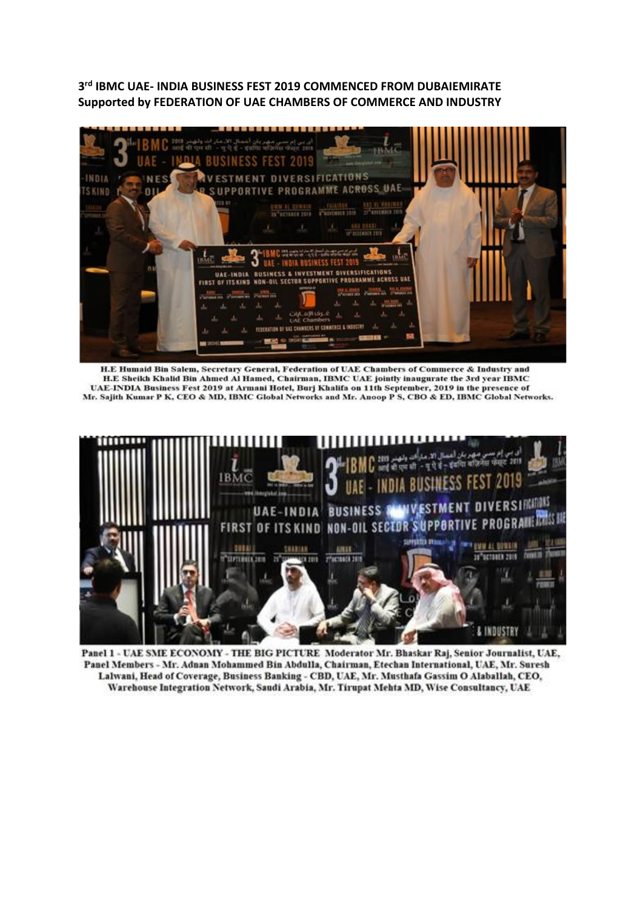**3rd IBMC UAE- INDIA BUSINESS FEST 2019 COMMENCED FROM DUBAIEMIRATE**
**Supported by FEDERATION OF UAE CHAMBERS OF COMMERCE AND INDUSTRY**

H.E Humaid Bin Salem, Secretary General, Federation of UAE Chambers of Commerce & Industry and H.E Sheikh Khalid Bin Ahmed Al Hamed, Chairman, IBMC UAE jointly inaugurate the 3rd year IBMC UAE-INDIA Business Fest 2019 at Armani Hotel, Burj Khalifa on 11th September, 2019 in the presence of Mr. Sajith Kumar P K, CEO & MD, IBMC Global Networks and Mr. Anoop P S, CBO & ED, IBMC Global Networks.

Panel 1 - UAE SME ECONOMY - THE BIG PICTURE Moderator Mr. Bhaskar Raj, Senior Journalist, UAE, Panel Members - Mr. Adnan Mohammed Bin Abdulla, Chairman, Etechan International, UAE, Mr. Suresh Lalwani, Head of Coverage, Business Banking - CBD, UAE, Mr. Musthafa Gassim O Alaballah, CEO, Warehouse Integration Network, Saudi Arabia, Mr. Tirupat Mehta MD, Wise Consultancy, UAE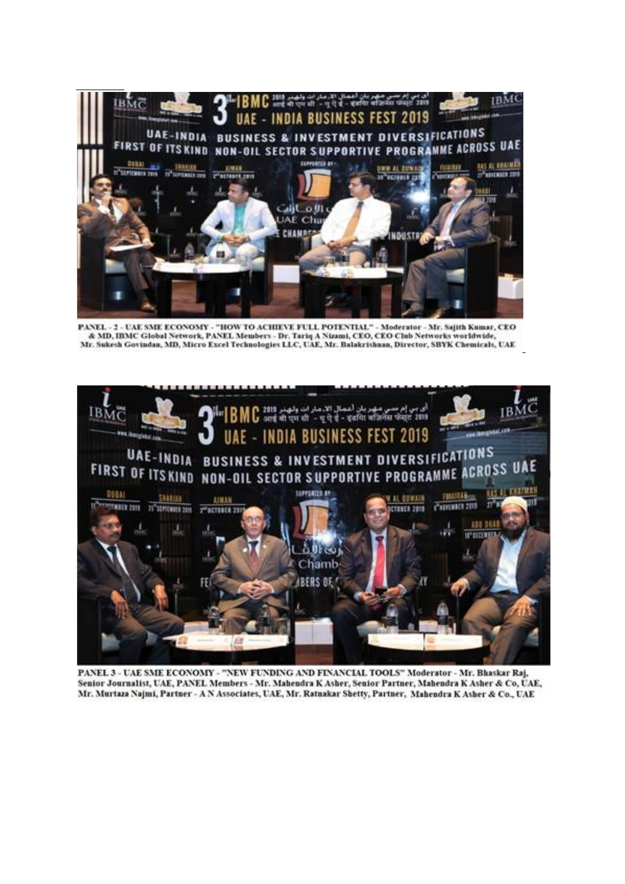PANEL - 2 - UAE SME ECONOMY - "HOW TO ACHIEVE FULL POTENTIAL" - Moderator - Mr. Sajith Kumar, CEO & MD, IBMC Global Network, PANEL Members - Dr. Tariq A Nizami, CEO, CEO Club Networks worldwide, Mr. Sukesh Govindan, MD, Micro Excel Technologies LLC, UAE, Mr. Balakrishnan, Director, SBYK Chemicals, UAE

PANEL 3 - UAE SME ECONOMY - "NEW FUNDING AND FINANCIAL TOOLS" Moderator - Mr. Bhaskar Raj, Senior Journalist, UAE, PANEL Members - Mr. Mahendra K Asher, Senior Partner, Mahendra K Asher & Co, UAE, Mr. Murtaza Najmi, Partner - A N Associates, UAE, Mr. Ratnakar Shetty, Partner, Mahendra K Asher & Co., UAE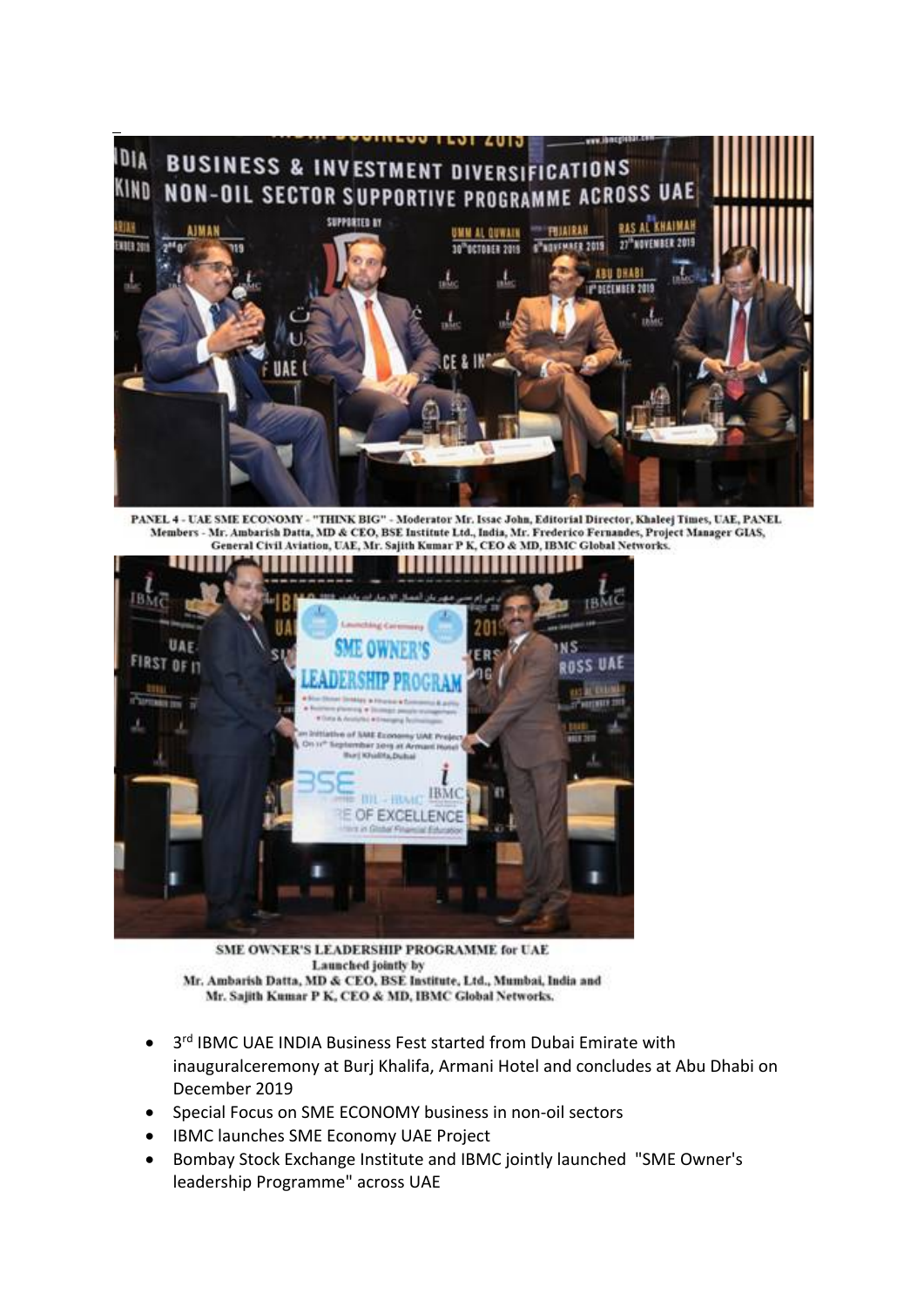PANEL 4 - UAE SME ECONOMY - "THINK BIG" - Moderator Mr. Issac John, Editorial Director, Khaleej Times, UAE, PANEL Members - Mr. Ambarish Datta, MD & CEO, BSE Institute Ltd., India, Mr. Frederico Fernandes, Project Manager GIAS, General Civil Aviation, UAE, Mr. Sajith Kumar P K, CEO & MD, IBMC Global Networks.

SME OWNER'S LEADERSHIP PROGRAMME for UAE
Launched jointly by
Mr. Ambarish Datta, MD & CEO, BSE Institute, Ltd., Mumbai, India and
Mr. Sajith Kumar P K, CEO & MD, IBMC Global Networks.

- 3rd IBMC UAE INDIA Business Fest started from Dubai Emirate with inauguralceremony at Burj Khalifa, Armani Hotel and concludes at Abu Dhabi on December 2019
- Special Focus on SME ECONOMY business in non-oil sectors
- IBMC launches SME Economy UAE Project
- Bombay Stock Exchange Institute and IBMC jointly launched "SME Owner's leadership Programme" across UAE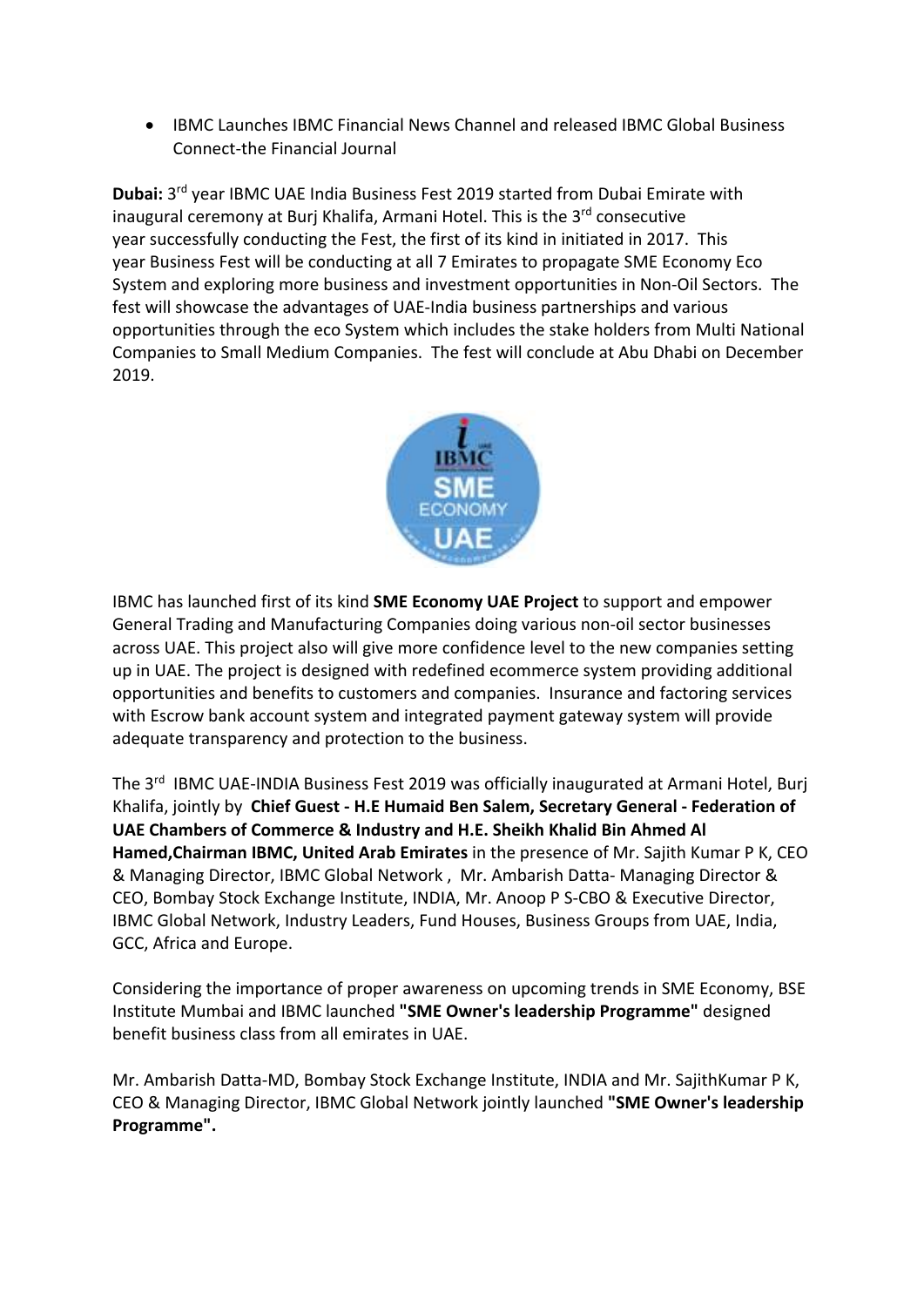- IBMC Launches IBMC Financial News Channel and released IBMC Global Business Connect-the Financial Journal

**Dubai:** 3rd year IBMC UAE India Business Fest 2019 started from Dubai Emirate with inaugural ceremony at Burj Khalifa, Armani Hotel. This is the 3rd consecutive year successfully conducting the Fest, the first of its kind in initiated in 2017. This year Business Fest will be conducting at all 7 Emirates to propagate SME Economy Eco System and exploring more business and investment opportunities in Non-Oil Sectors. The fest will showcase the advantages of UAE-India business partnerships and various opportunities through the eco System which includes the stake holders from Multi National Companies to Small Medium Companies. The fest will conclude at Abu Dhabi on December 2019.

IBMC has launched first of its kind **SME Economy UAE Project** to support and empower General Trading and Manufacturing Companies doing various non-oil sector businesses across UAE. This project also will give more confidence level to the new companies setting up in UAE. The project is designed with redefined ecommerce system providing additional opportunities and benefits to customers and companies. Insurance and factoring services with Escrow bank account system and integrated payment gateway system will provide adequate transparency and protection to the business.

The 3rd IBMC UAE-INDIA Business Fest 2019 was officially inaugurated at Armani Hotel, Burj Khalifa, jointly by **Chief Guest - H.E Humaid Ben Salem, Secretary General - Federation of UAE Chambers of Commerce & Industry and H.E. Sheikh Khalid Bin Ahmed Al Hamed,Chairman IBMC, United Arab Emirates** in the presence of Mr. Sajith Kumar P K, CEO & Managing Director, IBMC Global Network , Mr. Ambarish Datta- Managing Director & CEO, Bombay Stock Exchange Institute, INDIA, Mr. Anoop P S-CBO & Executive Director, IBMC Global Network, Industry Leaders, Fund Houses, Business Groups from UAE, India, GCC, Africa and Europe.

Considering the importance of proper awareness on upcoming trends in SME Economy, BSE Institute Mumbai and IBMC launched **"SME Owner's leadership Programme"** designed benefit business class from all emirates in UAE.

Mr. Ambarish Datta-MD, Bombay Stock Exchange Institute, INDIA and Mr. SajithKumar P K, CEO & Managing Director, IBMC Global Network jointly launched **"SME Owner's leadership Programme".**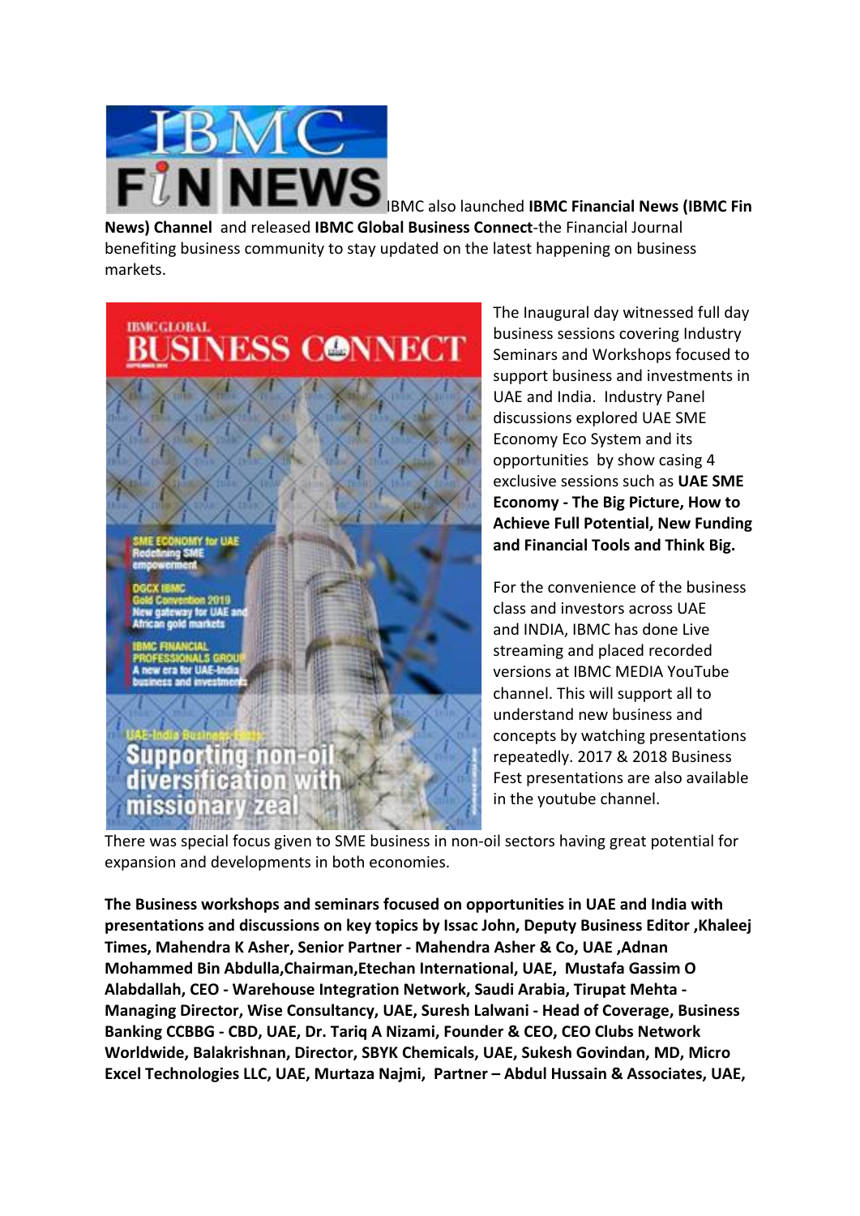IBMC also launched **IBMC Financial News (IBMC Fin News) Channel** and released **IBMC Global Business Connect**-the Financial Journal benefiting business community to stay updated on the latest happening on business markets.

The Inaugural day witnessed full day business sessions covering Industry Seminars and Workshops focused to support business and investments in UAE and India. Industry Panel discussions explored UAE SME Economy Eco System and its opportunities by show casing 4 exclusive sessions such as **UAE SME Economy - The Big Picture, How to Achieve Full Potential, New Funding and Financial Tools and Think Big.**

For the convenience of the business class and investors across UAE and INDIA, IBMC has done Live streaming and placed recorded versions at IBMC MEDIA YouTube channel. This will support all to understand new business and concepts by watching presentations repeatedly. 2017 & 2018 Business Fest presentations are also available in the youtube channel.

There was special focus given to SME business in non-oil sectors having great potential for expansion and developments in both economies.

**The Business workshops and seminars focused on opportunities in UAE and India with presentations and discussions on key topics by Issac John, Deputy Business Editor ,Khaleej Times, Mahendra K Asher, Senior Partner - Mahendra Asher & Co, UAE ,Adnan Mohammed Bin Abdulla,Chairman,Etechan International, UAE, Mustafa Gassim O Alabdallah, CEO - Warehouse Integration Network, Saudi Arabia, Tirupat Mehta - Managing Director, Wise Consultancy, UAE, Suresh Lalwani - Head of Coverage, Business Banking CCBBG - CBD, UAE, Dr. Tariq A Nizami, Founder & CEO, CEO Clubs Network Worldwide, Balakrishnan, Director, SBYK Chemicals, UAE, Sukesh Govindan, MD, Micro Excel Technologies LLC, UAE, Murtaza Najmi, Partner – Abdul Hussain & Associates, UAE,**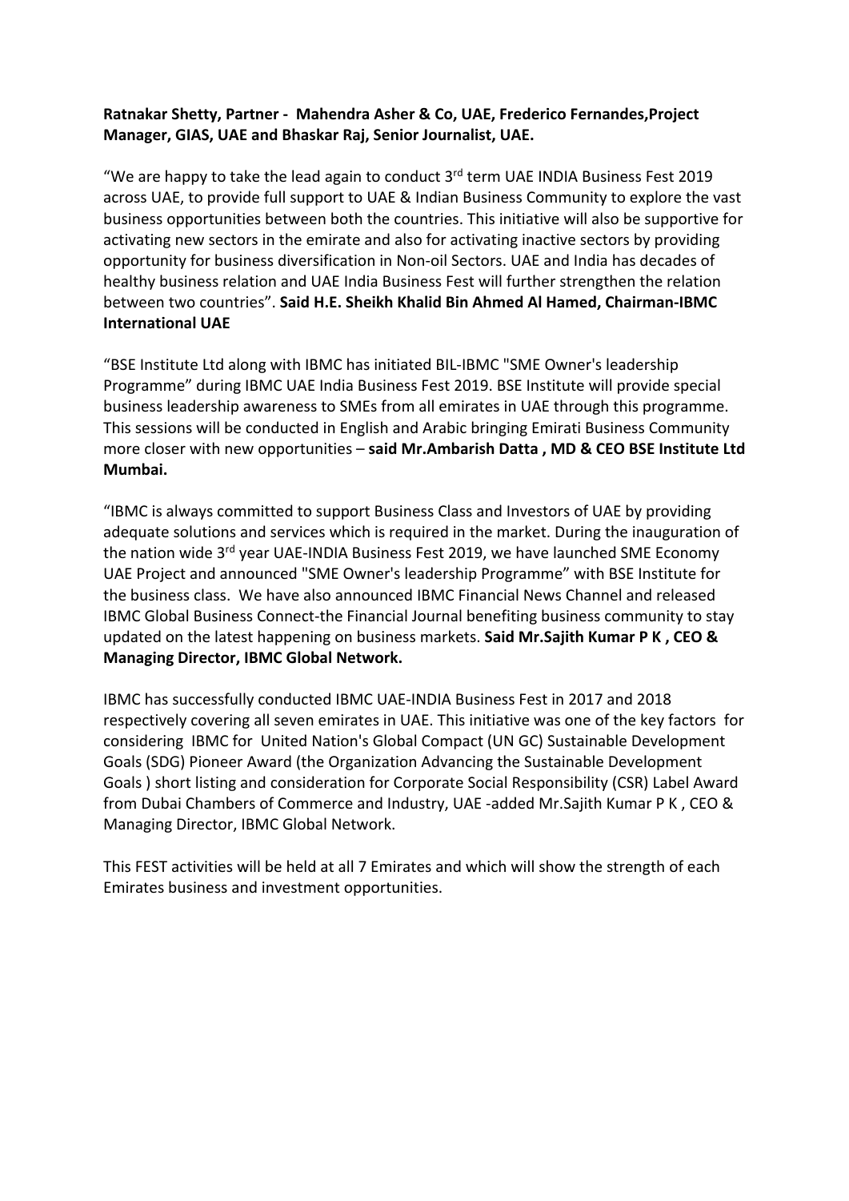**Ratnakar Shetty, Partner - Mahendra Asher & Co, UAE, Frederico Fernandes,Project Manager, GIAS, UAE and Bhaskar Raj, Senior Journalist, UAE.**

"We are happy to take the lead again to conduct 3rd term UAE INDIA Business Fest 2019 across UAE, to provide full support to UAE & Indian Business Community to explore the vast business opportunities between both the countries. This initiative will also be supportive for activating new sectors in the emirate and also for activating inactive sectors by providing opportunity for business diversification in Non-oil Sectors. UAE and India has decades of healthy business relation and UAE India Business Fest will further strengthen the relation between two countries". **Said H.E. Sheikh Khalid Bin Ahmed Al Hamed, Chairman-IBMC International UAE**

"BSE Institute Ltd along with IBMC has initiated BIL-IBMC "SME Owner's leadership Programme" during IBMC UAE India Business Fest 2019. BSE Institute will provide special business leadership awareness to SMEs from all emirates in UAE through this programme. This sessions will be conducted in English and Arabic bringing Emirati Business Community more closer with new opportunities – **said Mr.Ambarish Datta , MD & CEO BSE Institute Ltd Mumbai.**

"IBMC is always committed to support Business Class and Investors of UAE by providing adequate solutions and services which is required in the market. During the inauguration of the nation wide 3rd year UAE-INDIA Business Fest 2019, we have launched SME Economy UAE Project and announced "SME Owner's leadership Programme" with BSE Institute for the business class. We have also announced IBMC Financial News Channel and released IBMC Global Business Connect-the Financial Journal benefiting business community to stay updated on the latest happening on business markets. **Said Mr.Sajith Kumar P K , CEO & Managing Director, IBMC Global Network.**

IBMC has successfully conducted IBMC UAE-INDIA Business Fest in 2017 and 2018 respectively covering all seven emirates in UAE. This initiative was one of the key factors for considering IBMC for United Nation's Global Compact (UN GC) Sustainable Development Goals (SDG) Pioneer Award (the Organization Advancing the Sustainable Development Goals ) short listing and consideration for Corporate Social Responsibility (CSR) Label Award from Dubai Chambers of Commerce and Industry, UAE -added Mr.Sajith Kumar P K , CEO & Managing Director, IBMC Global Network.

This FEST activities will be held at all 7 Emirates and which will show the strength of each Emirates business and investment opportunities.